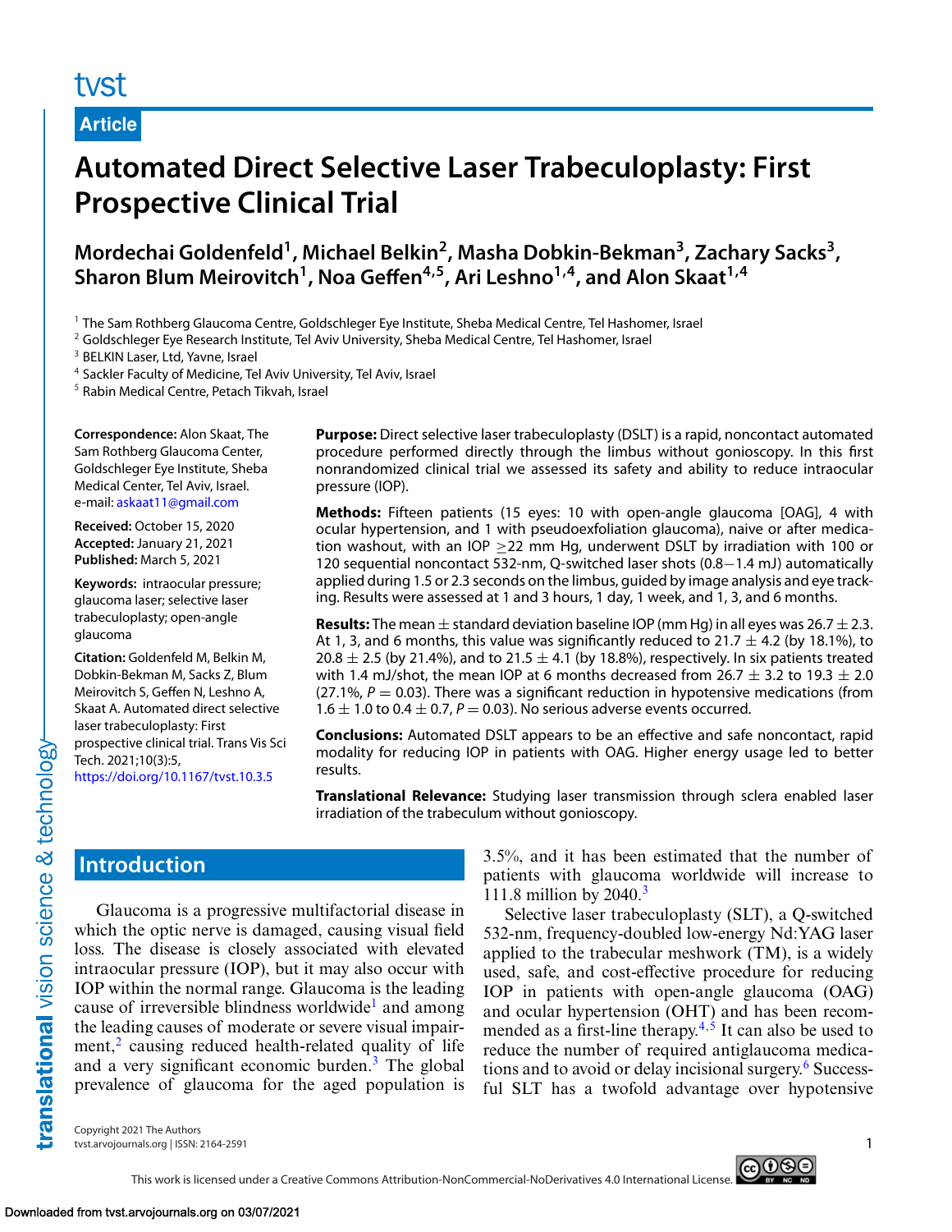Article

# Automated Direct Selective Laser Trabeculoplasty: First Prospective Clinical Trial

**Mordechai Goldenfeld[1], Michael Belkin[2], Masha Dobkin-Bekman[3], Zachary Sacks[3], Sharon Blum Meirovitch[1], Noa Geffen[4,5], Ari Leshno[1,4], and Alon Skaat[1,4]**

[1] The Sam Rothberg Glaucoma Centre, Goldschleger Eye Institute, Sheba Medical Centre, Tel Hashomer, Israel
[2] Goldschleger Eye Research Institute, Tel Aviv University, Sheba Medical Centre, Tel Hashomer, Israel
[3] BELKIN Laser, Ltd, Yavne, Israel
[4] Sackler Faculty of Medicine, Tel Aviv University, Tel Aviv, Israel
[5] Rabin Medical Centre, Petach Tikvah, Israel

**Correspondence:** Alon Skaat, The Sam Rothberg Glaucoma Center, Goldschleger Eye Institute, Sheba Medical Center, Tel Aviv, Israel. e-mail: askaat11@gmail.com

**Received:** October 15, 2020
**Accepted:** January 21, 2021
**Published:** March 5, 2021

**Keywords:** intraocular pressure; glaucoma laser; selective laser trabeculoplasty; open-angle glaucoma

**Citation:** Goldenfeld M, Belkin M, Dobkin-Bekman M, Sacks Z, Blum Meirovitch S, Geffen N, Leshno A, Skaat A. Automated direct selective laser trabeculoplasty: First prospective clinical trial. Trans Vis Sci Tech. 2021;10(3):5, https://doi.org/10.1167/tvst.10.3.5

**Purpose:** Direct selective laser trabeculoplasty (DSLT) is a rapid, noncontact automated procedure performed directly through the limbus without gonioscopy. In this first nonrandomized clinical trial we assessed its safety and ability to reduce intraocular pressure (IOP).

**Methods:** Fifteen patients (15 eyes: 10 with open-angle glaucoma [OAG], 4 with ocular hypertension, and 1 with pseudoexfoliation glaucoma), naive or after medication washout, with an IOP $\geq$22 mm Hg, underwent DSLT by irradiation with 100 or 120 sequential noncontact 532-nm, Q-switched laser shots (0.8–1.4 mJ) automatically applied during 1.5 or 2.3 seconds on the limbus, guided by image analysis and eye tracking. Results were assessed at 1 and 3 hours, 1 day, 1 week, and 1, 3, and 6 months.

**Results:** The mean $\pm$ standard deviation baseline IOP (mm Hg) in all eyes was 26.7 $\pm$ 2.3. At 1, 3, and 6 months, this value was significantly reduced to 21.7 $\pm$ 4.2 (by 18.1%), to 20.8 $\pm$ 2.5 (by 21.4%), and to 21.5 $\pm$ 4.1 (by 18.8%), respectively. In six patients treated with 1.4 mJ/shot, the mean IOP at 6 months decreased from 26.7 $\pm$ 3.2 to 19.3 $\pm$ 2.0 (27.1%, $P = 0.03$). There was a significant reduction in hypotensive medications (from 1.6 $\pm$ 1.0 to 0.4 $\pm$ 0.7, $P = 0.03$). No serious adverse events occurred.

**Conclusions:** Automated DSLT appears to be an effective and safe noncontact, rapid modality for reducing IOP in patients with OAG. Higher energy usage led to better results.

**Translational Relevance:** Studying laser transmission through sclera enabled laser irradiation of the trabeculum without gonioscopy.

## Introduction

Glaucoma is a progressive multifactorial disease in which the optic nerve is damaged, causing visual field loss. The disease is closely associated with elevated intraocular pressure (IOP), but it may also occur with IOP within the normal range. Glaucoma is the leading cause of irreversible blindness worldwide[1] and among the leading causes of moderate or severe visual impairment,[2] causing reduced health-related quality of life and a very significant economic burden.[3] The global prevalence of glaucoma for the aged population is 3.5%, and it has been estimated that the number of patients with glaucoma worldwide will increase to 111.8 million by 2040.[3]

Selective laser trabeculoplasty (SLT), a Q-switched 532-nm, frequency-doubled low-energy Nd:YAG laser applied to the trabecular meshwork (TM), is a widely used, safe, and cost-effective procedure for reducing IOP in patients with open-angle glaucoma (OAG) and ocular hypertension (OHT) and has been recommended as a first-line therapy.[4,5] It can also be used to reduce the number of required antiglaucoma medications and to avoid or delay incisional surgery.[6] Successful SLT has a twofold advantage over hypotensive

Copyright 2021 The Authors
tvst.arvojournals.org | ISSN: 2164-2591

This work is licensed under a Creative Commons Attribution-NonCommercial-NoDerivatives 4.0 International License.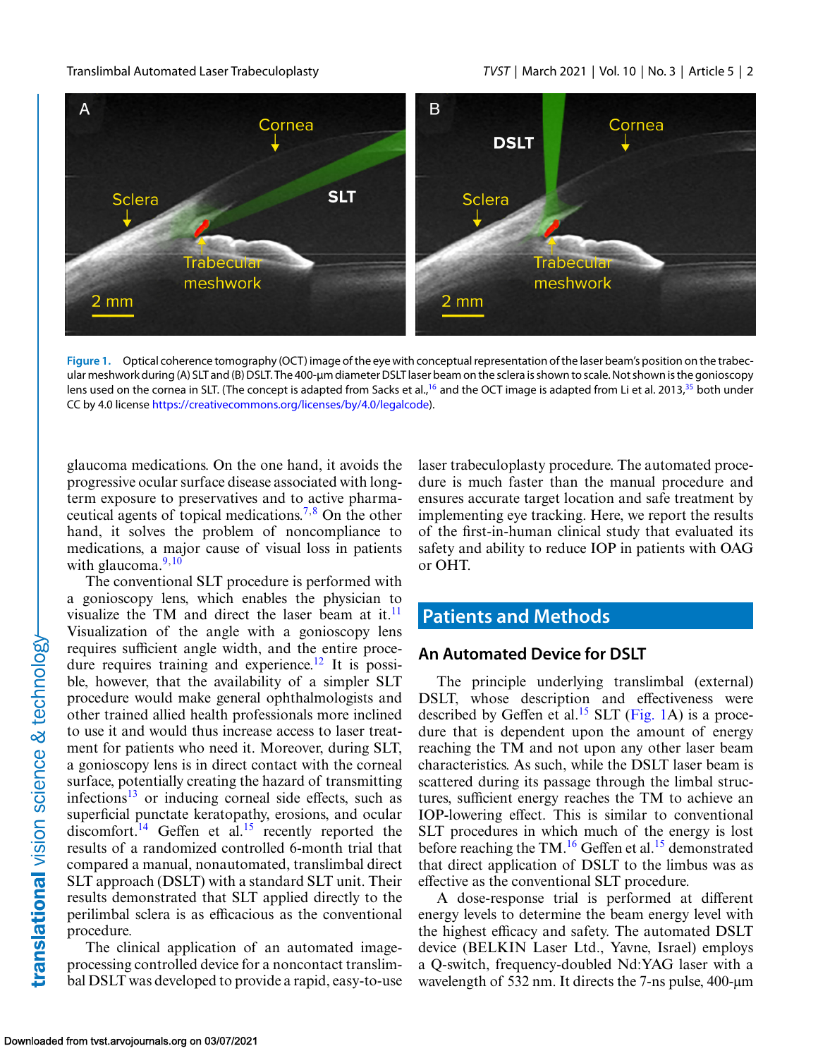A

Cornea

Sclera

SLT

Trabecular meshwork

2 mm

B

DSLT

Cornea

Sclera

Trabecular meshwork

2 mm

**Figure 1.** Optical coherence tomography (OCT) image of the eye with conceptual representation of the laser beam's position on the trabecular meshwork during (A) SLT and (B) DSLT. The 400-µm diameter DSLT laser beam on the sclera is shown to scale. Not shown is the gonioscopy lens used on the cornea in SLT. (The concept is adapted from Sacks et al.,[16] and the OCT image is adapted from Li et al. 2013,[35] both under CC by 4.0 license https://creativecommons.org/licenses/by/4.0/legalcode).

glaucoma medications. On the one hand, it avoids the progressive ocular surface disease associated with long-term exposure to preservatives and to active pharmaceutical agents of topical medications.[7,8] On the other hand, it solves the problem of noncompliance to medications, a major cause of visual loss in patients with glaucoma.[9,10]

The conventional SLT procedure is performed with a gonioscopy lens, which enables the physician to visualize the TM and direct the laser beam at it.[11] Visualization of the angle with a gonioscopy lens requires sufficient angle width, and the entire procedure requires training and experience.[12] It is possible, however, that the availability of a simpler SLT procedure would make general ophthalmologists and other trained allied health professionals more inclined to use it and would thus increase access to laser treatment for patients who need it. Moreover, during SLT, a gonioscopy lens is in direct contact with the corneal surface, potentially creating the hazard of transmitting infections[13] or inducing corneal side effects, such as superficial punctate keratopathy, erosions, and ocular discomfort.[14] Geffen et al.[15] recently reported the results of a randomized controlled 6-month trial that compared a manual, nonautomated, translimbal direct SLT approach (DSLT) with a standard SLT unit. Their results demonstrated that SLT applied directly to the perilimbal sclera is as efficacious as the conventional procedure.

The clinical application of an automated image-processing controlled device for a noncontact translimbal DSLT was developed to provide a rapid, easy-to-use laser trabeculoplasty procedure. The automated procedure is much faster than the manual procedure and ensures accurate target location and safe treatment by implementing eye tracking. Here, we report the results of the first-in-human clinical study that evaluated its safety and ability to reduce IOP in patients with OAG or OHT.

## Patients and Methods

### An Automated Device for DSLT

The principle underlying translimbal (external) DSLT, whose description and effectiveness were described by Geffen et al.[15] SLT (Fig. 1A) is a procedure that is dependent upon the amount of energy reaching the TM and not upon any other laser beam characteristics. As such, while the DSLT laser beam is scattered during its passage through the limbal structures, sufficient energy reaches the TM to achieve an IOP-lowering effect. This is similar to conventional SLT procedures in which much of the energy is lost before reaching the TM.[16] Geffen et al.[15] demonstrated that direct application of DSLT to the limbus was as effective as the conventional SLT procedure.

A dose-response trial is performed at different energy levels to determine the beam energy level with the highest efficacy and safety. The automated DSLT device (BELKIN Laser Ltd., Yavne, Israel) employs a Q-switch, frequency-doubled Nd:YAG laser with a wavelength of 532 nm. It directs the 7-ns pulse, 400-µm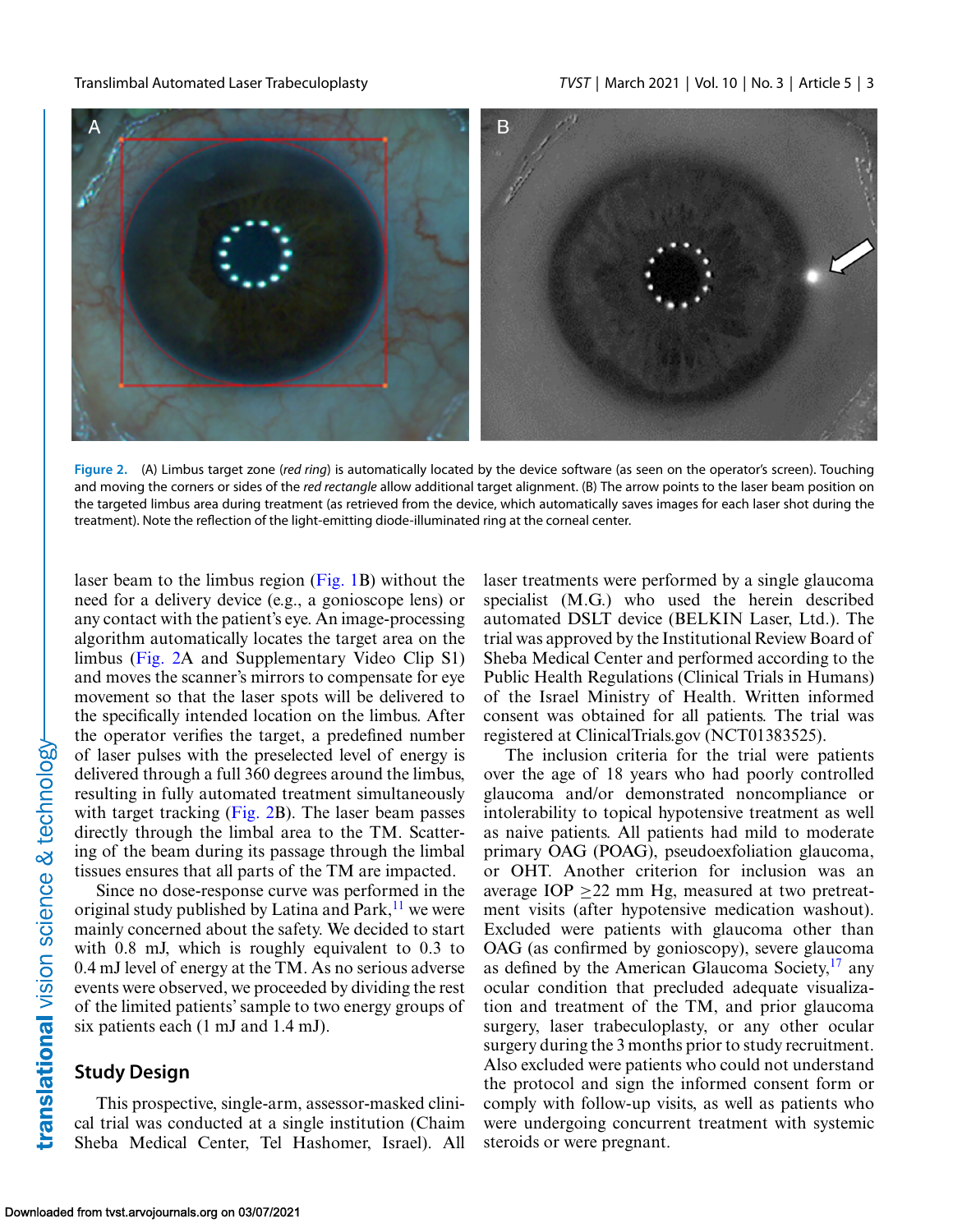Figure 2. (A) Limbus target zone (*red ring*) is automatically located by the device software (as seen on the operator's screen). Touching and moving the corners or sides of the *red rectangle* allow additional target alignment. (B) The arrow points to the laser beam position on the targeted limbus area during treatment (as retrieved from the device, which automatically saves images for each laser shot during the treatment). Note the reflection of the light-emitting diode-illuminated ring at the corneal center.

laser beam to the limbus region (Fig. 1B) without the need for a delivery device (e.g., a gonioscope lens) or any contact with the patient's eye. An image-processing algorithm automatically locates the target area on the limbus (Fig. 2A and Supplementary Video Clip S1) and moves the scanner's mirrors to compensate for eye movement so that the laser spots will be delivered to the specifically intended location on the limbus. After the operator verifies the target, a predefined number of laser pulses with the preselected level of energy is delivered through a full 360 degrees around the limbus, resulting in fully automated treatment simultaneously with target tracking (Fig. 2B). The laser beam passes directly through the limbal area to the TM. Scattering of the beam during its passage through the limbal tissues ensures that all parts of the TM are impacted.

Since no dose-response curve was performed in the original study published by Latina and Park,[11] we were mainly concerned about the safety. We decided to start with 0.8 mJ, which is roughly equivalent to 0.3 to 0.4 mJ level of energy at the TM. As no serious adverse events were observed, we proceeded by dividing the rest of the limited patients' sample to two energy groups of six patients each (1 mJ and 1.4 mJ).

## Study Design

This prospective, single-arm, assessor-masked clinical trial was conducted at a single institution (Chaim Sheba Medical Center, Tel Hashomer, Israel). All laser treatments were performed by a single glaucoma specialist (M.G.) who used the herein described automated DSLT device (BELKIN Laser, Ltd.). The trial was approved by the Institutional Review Board of Sheba Medical Center and performed according to the Public Health Regulations (Clinical Trials in Humans) of the Israel Ministry of Health. Written informed consent was obtained for all patients. The trial was registered at ClinicalTrials.gov (NCT01383525).

The inclusion criteria for the trial were patients over the age of 18 years who had poorly controlled glaucoma and/or demonstrated noncompliance or intolerability to topical hypotensive treatment as well as naive patients. All patients had mild to moderate primary OAG (POAG), pseudoexfoliation glaucoma, or OHT. Another criterion for inclusion was an average IOP $\geq$22 mm Hg, measured at two pretreatment visits (after hypotensive medication washout). Excluded were patients with glaucoma other than OAG (as confirmed by gonioscopy), severe glaucoma as defined by the American Glaucoma Society,[17] any ocular condition that precluded adequate visualization and treatment of the TM, and prior glaucoma surgery, laser trabeculoplasty, or any other ocular surgery during the 3 months prior to study recruitment. Also excluded were patients who could not understand the protocol and sign the informed consent form or comply with follow-up visits, as well as patients who were undergoing concurrent treatment with systemic steroids or were pregnant.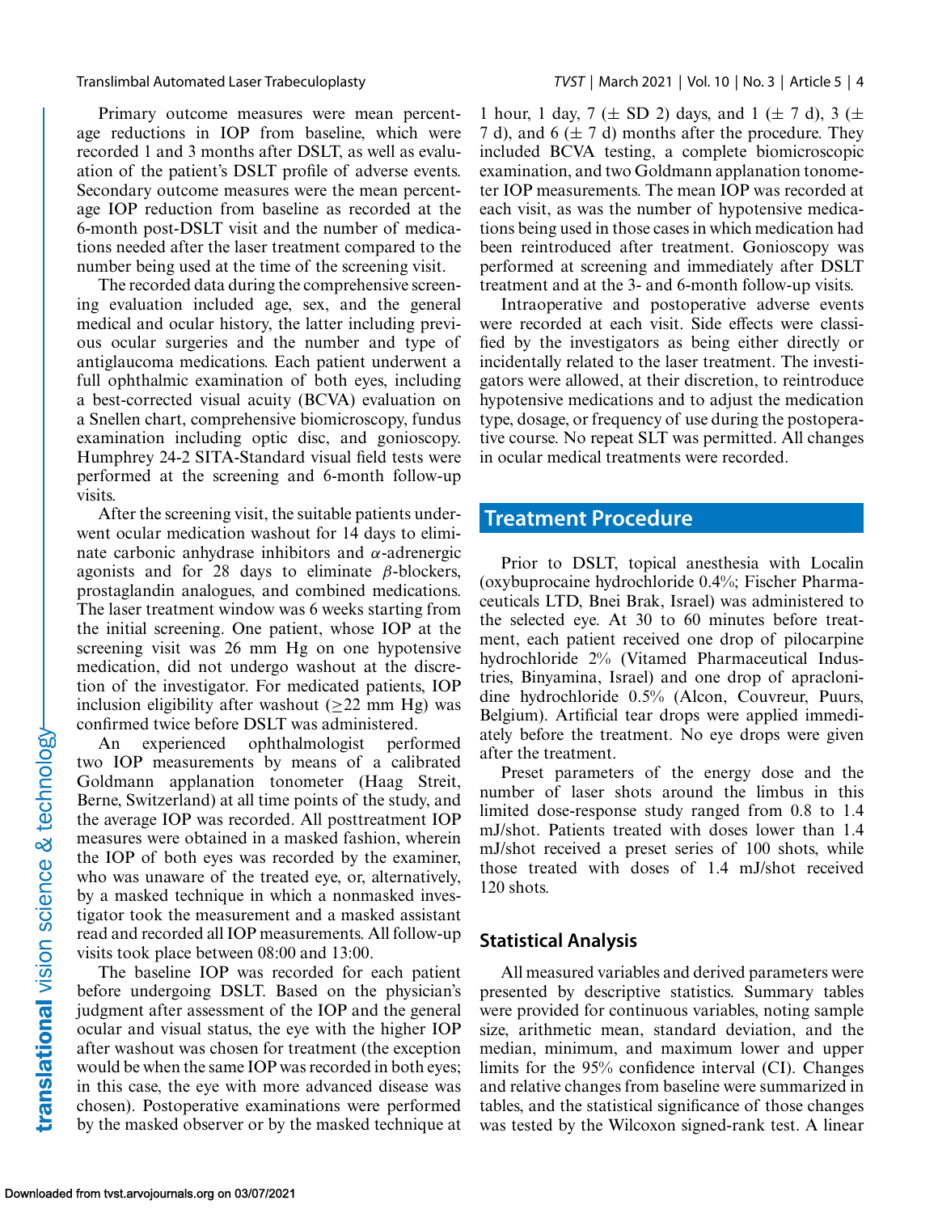Primary outcome measures were mean percentage reductions in IOP from baseline, which were recorded 1 and 3 months after DSLT, as well as evaluation of the patient's DSLT profile of adverse events. Secondary outcome measures were the mean percentage IOP reduction from baseline as recorded at the 6-month post-DSLT visit and the number of medications needed after the laser treatment compared to the number being used at the time of the screening visit.

The recorded data during the comprehensive screening evaluation included age, sex, and the general medical and ocular history, the latter including previous ocular surgeries and the number and type of antiglaucoma medications. Each patient underwent a full ophthalmic examination of both eyes, including a best-corrected visual acuity (BCVA) evaluation on a Snellen chart, comprehensive biomicroscopy, fundus examination including optic disc, and gonioscopy. Humphrey 24-2 SITA-Standard visual field tests were performed at the screening and 6-month follow-up visits.

After the screening visit, the suitable patients underwent ocular medication washout for 14 days to eliminate carbonic anhydrase inhibitors and $\alpha$-adrenergic agonists and for 28 days to eliminate $\beta$-blockers, prostaglandin analogues, and combined medications. The laser treatment window was 6 weeks starting from the initial screening. One patient, whose IOP at the screening visit was 26 mm Hg on one hypotensive medication, did not undergo washout at the discretion of the investigator. For medicated patients, IOP inclusion eligibility after washout ($\geq$22 mm Hg) was confirmed twice before DSLT was administered.

An experienced ophthalmologist performed two IOP measurements by means of a calibrated Goldmann applanation tonometer (Haag Streit, Berne, Switzerland) at all time points of the study, and the average IOP was recorded. All posttreatment IOP measures were obtained in a masked fashion, wherein the IOP of both eyes was recorded by the examiner, who was unaware of the treated eye, or, alternatively, by a masked technique in which a nonmasked investigator took the measurement and a masked assistant read and recorded all IOP measurements. All follow-up visits took place between 08:00 and 13:00.

The baseline IOP was recorded for each patient before undergoing DSLT. Based on the physician's judgment after assessment of the IOP and the general ocular and visual status, the eye with the higher IOP after washout was chosen for treatment (the exception would be when the same IOP was recorded in both eyes; in this case, the eye with more advanced disease was chosen). Postoperative examinations were performed by the masked observer or by the masked technique at 1 hour, 1 day, 7 ($\pm$ SD 2) days, and 1 ($\pm$ 7 d), 3 ($\pm$ 7 d), and 6 ($\pm$ 7 d) months after the procedure. They included BCVA testing, a complete biomicroscopic examination, and two Goldmann applanation tonometer IOP measurements. The mean IOP was recorded at each visit, as was the number of hypotensive medications being used in those cases in which medication had been reintroduced after treatment. Gonioscopy was performed at screening and immediately after DSLT treatment and at the 3- and 6-month follow-up visits.

Intraoperative and postoperative adverse events were recorded at each visit. Side effects were classified by the investigators as being either directly or incidentally related to the laser treatment. The investigators were allowed, at their discretion, to reintroduce hypotensive medications and to adjust the medication type, dosage, or frequency of use during the postoperative course. No repeat SLT was permitted. All changes in ocular medical treatments were recorded.

## Treatment Procedure

Prior to DSLT, topical anesthesia with Localin (oxybuprocaine hydrochloride 0.4%; Fischer Pharmaceuticals LTD, Bnei Brak, Israel) was administered to the selected eye. At 30 to 60 minutes before treatment, each patient received one drop of pilocarpine hydrochloride 2% (Vitamed Pharmaceutical Industries, Binyamina, Israel) and one drop of apraclonidine hydrochloride 0.5% (Alcon, Couvreur, Puurs, Belgium). Artificial tear drops were applied immediately before the treatment. No eye drops were given after the treatment.

Preset parameters of the energy dose and the number of laser shots around the limbus in this limited dose-response study ranged from 0.8 to 1.4 mJ/shot. Patients treated with doses lower than 1.4 mJ/shot received a preset series of 100 shots, while those treated with doses of 1.4 mJ/shot received 120 shots.

### Statistical Analysis

All measured variables and derived parameters were presented by descriptive statistics. Summary tables were provided for continuous variables, noting sample size, arithmetic mean, standard deviation, and the median, minimum, and maximum lower and upper limits for the 95% confidence interval (CI). Changes and relative changes from baseline were summarized in tables, and the statistical significance of those changes was tested by the Wilcoxon signed-rank test. A linear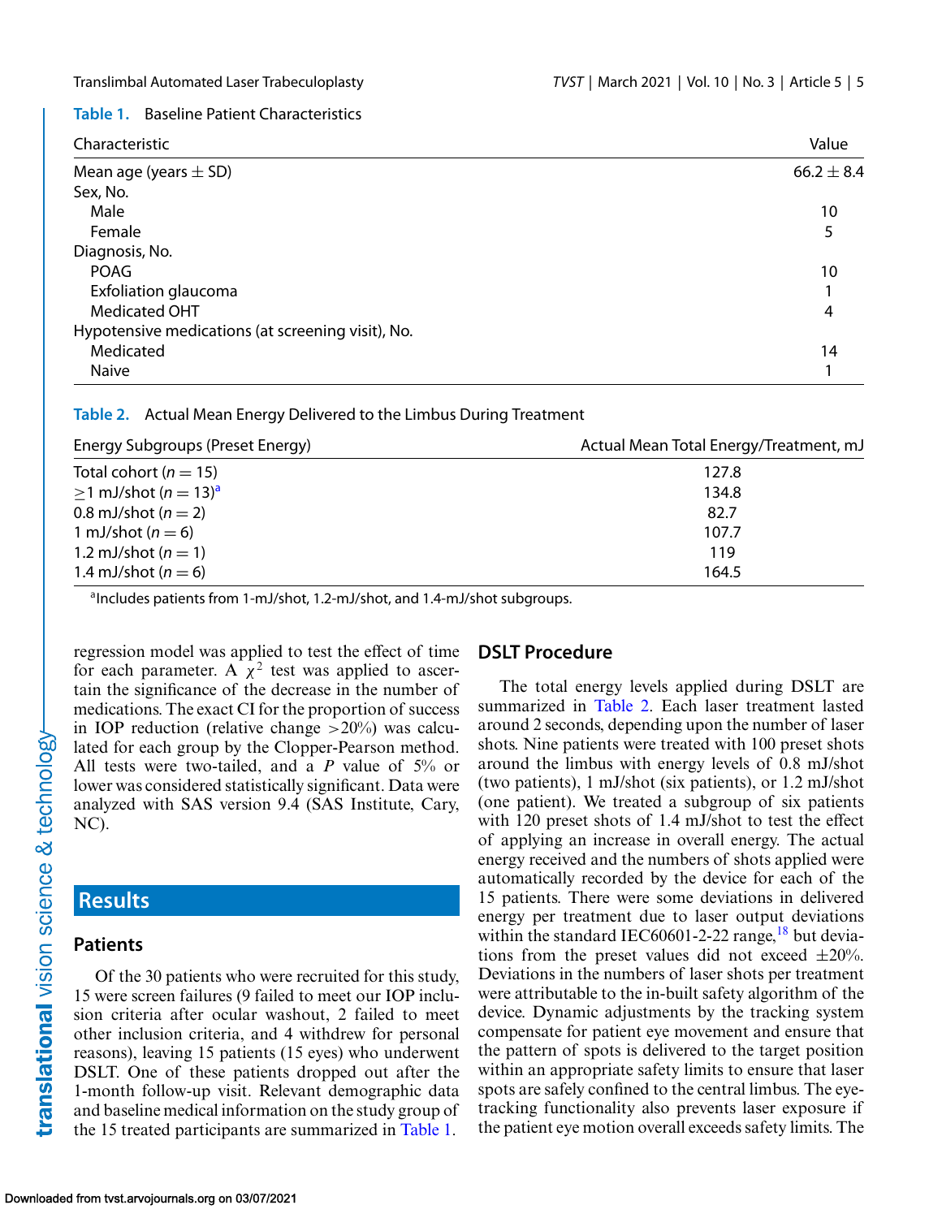Table 1. Baseline Patient Characteristics

| Characteristic | Value |
|---|---|
| Mean age (years ± SD) | 66.2 ± 8.4 |
| Sex, No. | |
| Male | 10 |
| Female | 5 |
| Diagnosis, No. | |
| POAG | 10 |
| Exfoliation glaucoma | 1 |
| Medicated OHT | 4 |
| Hypotensive medications (at screening visit), No. | |
| Medicated | 14 |
| Naive | 1 |

Table 2. Actual Mean Energy Delivered to the Limbus During Treatment

| Energy Subgroups (Preset Energy) | Actual Mean Total Energy/Treatment, mJ |
|---|---|
| Total cohort ($n = 15$) | 127.8 |
| ≥1 mJ/shot ($n = 13$)[a] | 134.8 |
| 0.8 mJ/shot ($n = 2$) | 82.7 |
| 1 mJ/shot ($n = 6$) | 107.7 |
| 1.2 mJ/shot ($n = 1$) | 119 |
| 1.4 mJ/shot ($n = 6$) | 164.5 |

[a]Includes patients from 1-mJ/shot, 1.2-mJ/shot, and 1.4-mJ/shot subgroups.

regression model was applied to test the effect of time for each parameter. A $\chi^2$ test was applied to ascertain the significance of the decrease in the number of medications. The exact CI for the proportion of success in IOP reduction (relative change >20%) was calculated for each group by the Clopper-Pearson method. All tests were two-tailed, and a $P$ value of 5% or lower was considered statistically significant. Data were analyzed with SAS version 9.4 (SAS Institute, Cary, NC).

## Results

### Patients

Of the 30 patients who were recruited for this study, 15 were screen failures (9 failed to meet our IOP inclusion criteria after ocular washout, 2 failed to meet other inclusion criteria, and 4 withdrew for personal reasons), leaving 15 patients (15 eyes) who underwent DSLT. One of these patients dropped out after the 1-month follow-up visit. Relevant demographic data and baseline medical information on the study group of the 15 treated participants are summarized in Table 1.

### DSLT Procedure

The total energy levels applied during DSLT are summarized in Table 2. Each laser treatment lasted around 2 seconds, depending upon the number of laser shots. Nine patients were treated with 100 preset shots around the limbus with energy levels of 0.8 mJ/shot (two patients), 1 mJ/shot (six patients), or 1.2 mJ/shot (one patient). We treated a subgroup of six patients with 120 preset shots of 1.4 mJ/shot to test the effect of applying an increase in overall energy. The actual energy received and the numbers of shots applied were automatically recorded by the device for each of the 15 patients. There were some deviations in delivered energy per treatment due to laser output deviations within the standard IEC60601-2-22 range,[18] but deviations from the preset values did not exceed ±20%. Deviations in the numbers of laser shots per treatment were attributable to the in-built safety algorithm of the device. Dynamic adjustments by the tracking system compensate for patient eye movement and ensure that the pattern of spots is delivered to the target position within an appropriate safety limits to ensure that laser spots are safely confined to the central limbus. The eye-tracking functionality also prevents laser exposure if the patient eye motion overall exceeds safety limits. The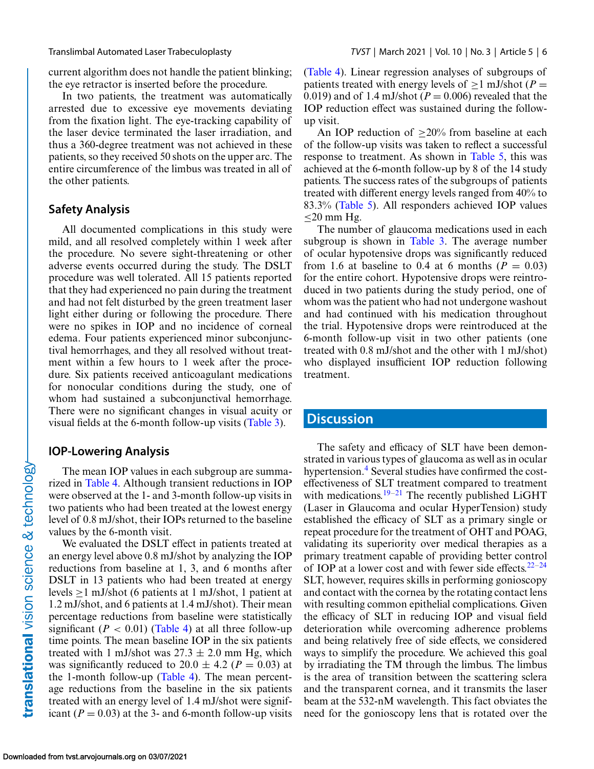current algorithm does not handle the patient blinking; the eye retractor is inserted before the procedure.

In two patients, the treatment was automatically arrested due to excessive eye movements deviating from the fixation light. The eye-tracking capability of the laser device terminated the laser irradiation, and thus a 360-degree treatment was not achieved in these patients, so they received 50 shots on the upper arc. The entire circumference of the limbus was treated in all of the other patients.

## Safety Analysis

All documented complications in this study were mild, and all resolved completely within 1 week after the procedure. No severe sight-threatening or other adverse events occurred during the study. The DSLT procedure was well tolerated. All 15 patients reported that they had experienced no pain during the treatment and had not felt disturbed by the green treatment laser light either during or following the procedure. There were no spikes in IOP and no incidence of corneal edema. Four patients experienced minor subconjunctival hemorrhages, and they all resolved without treatment within a few hours to 1 week after the procedure. Six patients received anticoagulant medications for nonocular conditions during the study, one of whom had sustained a subconjunctival hemorrhage. There were no significant changes in visual acuity or visual fields at the 6-month follow-up visits (Table 3).

## IOP-Lowering Analysis

The mean IOP values in each subgroup are summarized in Table 4. Although transient reductions in IOP were observed at the 1- and 3-month follow-up visits in two patients who had been treated at the lowest energy level of 0.8 mJ/shot, their IOPs returned to the baseline values by the 6-month visit.

We evaluated the DSLT effect in patients treated at an energy level above 0.8 mJ/shot by analyzing the IOP reductions from baseline at 1, 3, and 6 months after DSLT in 13 patients who had been treated at energy levels ≥1 mJ/shot (6 patients at 1 mJ/shot, 1 patient at 1.2 mJ/shot, and 6 patients at 1.4 mJ/shot). Their mean percentage reductions from baseline were statistically significant ($P < 0.01$) (Table 4) at all three follow-up time points. The mean baseline IOP in the six patients treated with 1 mJ/shot was 27.3 ± 2.0 mm Hg, which was significantly reduced to 20.0 ± 4.2 ($P = 0.03$) at the 1-month follow-up (Table 4). The mean percentage reductions from the baseline in the six patients treated with an energy level of 1.4 mJ/shot were significant ($P = 0.03$) at the 3- and 6-month follow-up visits (Table 4). Linear regression analyses of subgroups of patients treated with energy levels of ≥1 mJ/shot ($P = 0.019$) and of 1.4 mJ/shot ($P = 0.006$) revealed that the IOP reduction effect was sustained during the follow-up visit.

An IOP reduction of ≥20% from baseline at each of the follow-up visits was taken to reflect a successful response to treatment. As shown in Table 5, this was achieved at the 6-month follow-up by 8 of the 14 study patients. The success rates of the subgroups of patients treated with different energy levels ranged from 40% to 83.3% (Table 5). All responders achieved IOP values ≤20 mm Hg.

The number of glaucoma medications used in each subgroup is shown in Table 3. The average number of ocular hypotensive drops was significantly reduced from 1.6 at baseline to 0.4 at 6 months ($P = 0.03$) for the entire cohort. Hypotensive drops were reintroduced in two patients during the study period, one of whom was the patient who had not undergone washout and had continued with his medication throughout the trial. Hypotensive drops were reintroduced at the 6-month follow-up visit in two other patients (one treated with 0.8 mJ/shot and the other with 1 mJ/shot) who displayed insufficient IOP reduction following treatment.

# Discussion

The safety and efficacy of SLT have been demonstrated in various types of glaucoma as well as in ocular hypertension.[4] Several studies have confirmed the cost-effectiveness of SLT treatment compared to treatment with medications.[19–21] The recently published LiGHT (Laser in Glaucoma and ocular HyperTension) study established the efficacy of SLT as a primary single or repeat procedure for the treatment of OHT and POAG, validating its superiority over medical therapies as a primary treatment capable of providing better control of IOP at a lower cost and with fewer side effects.[22–24] SLT, however, requires skills in performing gonioscopy and contact with the cornea by the rotating contact lens with resulting common epithelial complications. Given the efficacy of SLT in reducing IOP and visual field deterioration while overcoming adherence problems and being relatively free of side effects, we considered ways to simplify the procedure. We achieved this goal by irradiating the TM through the limbus. The limbus is the area of transition between the scattering sclera and the transparent cornea, and it transmits the laser beam at the 532-nM wavelength. This fact obviates the need for the gonioscopy lens that is rotated over the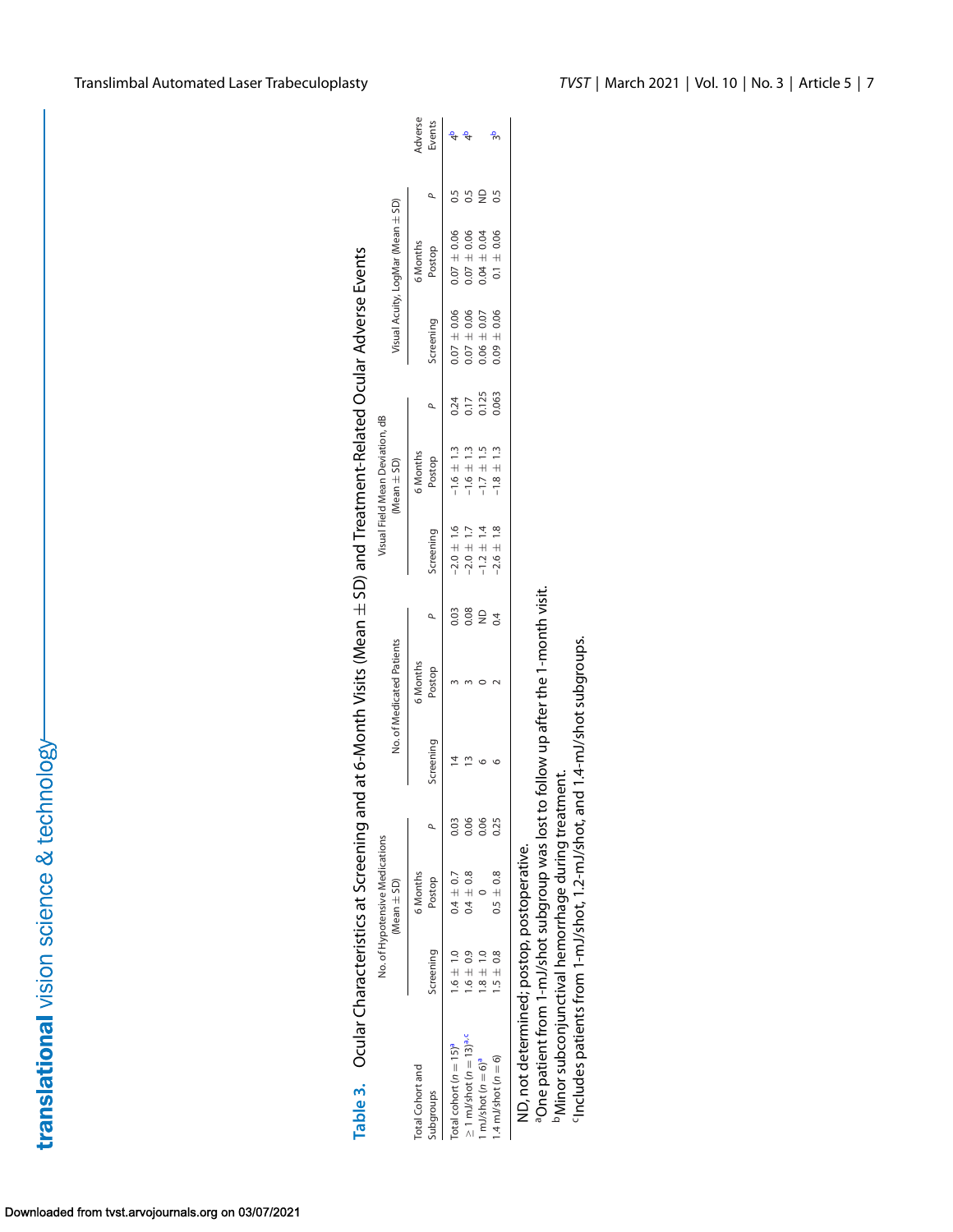**Table 3.** Ocular Characteristics at Screening and at 6-Month Visits (Mean ± SD) and Treatment-Related Ocular Adverse Events

| Total Cohort and Subgroups | No. of Hypotensive Medications (Mean ± SD) | | | No. of Medicated Patients | | | Visual Field Mean Deviation, dB (Mean ± SD) | | | Visual Acuity, LogMar (Mean ± SD) | | | Adverse Events |
|---|---|---|---|---|---|---|---|---|---|---|---|---|---|
| | Screening | 6 Months Postop | *P* | Screening | 6 Months Postop | *P* | Screening | 6 Months Postop | *P* | Screening | 6 Months Postop | *P* | |
| Total cohort ($n = 15$)[a] | 1.6 ± 1.0 | 0.4 ± 0.7 | 0.03 | 14 | 3 | 0.03 | −2.0 ± 1.6 | −1.6 ± 1.3 | 0.24 | 0.07 ± 0.06 | 0.07 ± 0.06 | 0.5 | 4[b] |
| ≥ 1 mJ/shot ($n = 13$)[a,c] | 1.6 ± 0.9 | 0.4 ± 0.8 | 0.06 | 13 | 3 | 0.08 | −2.0 ± 1.7 | −1.6 ± 1.3 | 0.17 | 0.07 ± 0.06 | 0.07 ± 0.06 | 0.5 | 4[b] |
| 1 mJ/shot ($n = 6$)[a] | 1.8 ± 1.0 | 0 | 0.06 | 6 | 0 | ND | −1.2 ± 1.4 | −1.7 ± 1.5 | 0.125 | 0.06 ± 0.07 | 0.04 ± 0.04 | ND | |
| 1.4 mJ/shot ($n = 6$) | 1.5 ± 0.8 | 0.5 ± 0.8 | 0.25 | 6 | 2 | 0.4 | −2.6 ± 1.8 | −1.8 ± 1.3 | 0.063 | 0.09 ± 0.06 | 0.1 ± 0.06 | 0.5 | 3[b] |

ND, not determined; postop, postoperative.

[a]One patient from 1-mJ/shot subgroup was lost to follow up after the 1-month visit.

[b]Minor subconjunctival hemorrhage during treatment.

[c]Includes patients from 1-mJ/shot, 1.2-mJ/shot, and 1.4-mJ/shot subgroups.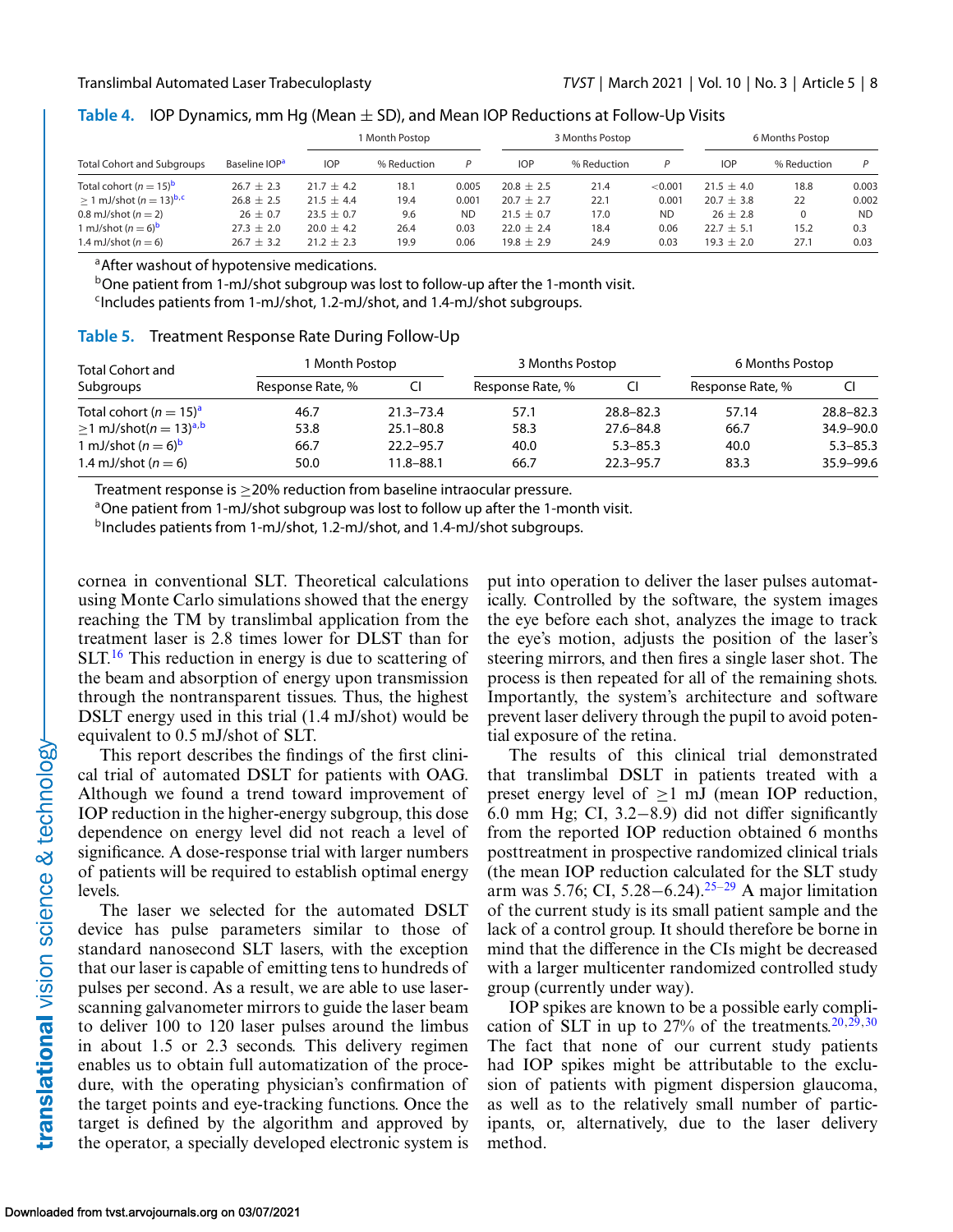**Table 4.** IOP Dynamics, mm Hg (Mean ± SD), and Mean IOP Reductions at Follow-Up Visits

| Total Cohort and Subgroups | Baseline IOP[a] | 1 Month Postop | | | 3 Months Postop | | | 6 Months Postop | | |
|---|---|---|---|---|---|---|---|---|---|---|
| | | IOP | % Reduction | P | IOP | % Reduction | P | IOP | % Reduction | P |
| Total cohort ($n = 15$)[b] | 26.7 ± 2.3 | 21.7 ± 4.2 | 18.1 | 0.005 | 20.8 ± 2.5 | 21.4 | <0.001 | 21.5 ± 4.0 | 18.8 | 0.003 |
| ≥ 1 mJ/shot ($n = 13$)[b,c] | 26.8 ± 2.5 | 21.5 ± 4.4 | 19.4 | 0.001 | 20.7 ± 2.7 | 22.1 | 0.001 | 20.7 ± 3.8 | 22 | 0.002 |
| 0.8 mJ/shot ($n = 2$) | 26 ± 0.7 | 23.5 ± 0.7 | 9.6 | ND | 21.5 ± 0.7 | 17.0 | ND | 26 ± 2.8 | 0 | ND |
| 1 mJ/shot ($n = 6$)[b] | 27.3 ± 2.0 | 20.0 ± 4.2 | 26.4 | 0.03 | 22.0 ± 2.4 | 18.4 | 0.06 | 22.7 ± 5.1 | 15.2 | 0.3 |
| 1.4 mJ/shot ($n = 6$) | 26.7 ± 3.2 | 21.2 ± 2.3 | 19.9 | 0.06 | 19.8 ± 2.9 | 24.9 | 0.03 | 19.3 ± 2.0 | 27.1 | 0.03 |

[a]After washout of hypotensive medications.
[b]One patient from 1-mJ/shot subgroup was lost to follow-up after the 1-month visit.
[c]Includes patients from 1-mJ/shot, 1.2-mJ/shot, and 1.4-mJ/shot subgroups.

**Table 5.** Treatment Response Rate During Follow-Up

| Total Cohort and Subgroups | 1 Month Postop | | 3 Months Postop | | 6 Months Postop | |
|---|---|---|---|---|---|---|
| | Response Rate, % | CI | Response Rate, % | CI | Response Rate, % | CI |
| Total cohort ($n = 15$)[a] | 46.7 | 21.3–73.4 | 57.1 | 28.8–82.3 | 57.14 | 28.8–82.3 |
| ≥1 mJ/shot($n = 13$)[a,b] | 53.8 | 25.1–80.8 | 58.3 | 27.6–84.8 | 66.7 | 34.9–90.0 |
| 1 mJ/shot ($n = 6$)[b] | 66.7 | 22.2–95.7 | 40.0 | 5.3–85.3 | 40.0 | 5.3–85.3 |
| 1.4 mJ/shot ($n = 6$) | 50.0 | 11.8–88.1 | 66.7 | 22.3–95.7 | 83.3 | 35.9–99.6 |

Treatment response is ≥20% reduction from baseline intraocular pressure.
[a]One patient from 1-mJ/shot subgroup was lost to follow up after the 1-month visit.
[b]Includes patients from 1-mJ/shot, 1.2-mJ/shot, and 1.4-mJ/shot subgroups.

cornea in conventional SLT. Theoretical calculations using Monte Carlo simulations showed that the energy reaching the TM by translimbal application from the treatment laser is 2.8 times lower for DLST than for SLT.[16] This reduction in energy is due to scattering of the beam and absorption of energy upon transmission through the nontransparent tissues. Thus, the highest DSLT energy used in this trial (1.4 mJ/shot) would be equivalent to 0.5 mJ/shot of SLT.

This report describes the findings of the first clinical trial of automated DSLT for patients with OAG. Although we found a trend toward improvement of IOP reduction in the higher-energy subgroup, this dose dependence on energy level did not reach a level of significance. A dose-response trial with larger numbers of patients will be required to establish optimal energy levels.

The laser we selected for the automated DSLT device has pulse parameters similar to those of standard nanosecond SLT lasers, with the exception that our laser is capable of emitting tens to hundreds of pulses per second. As a result, we are able to use laser-scanning galvanometer mirrors to guide the laser beam to deliver 100 to 120 laser pulses around the limbus in about 1.5 or 2.3 seconds. This delivery regimen enables us to obtain full automatization of the procedure, with the operating physician's confirmation of the target points and eye-tracking functions. Once the target is defined by the algorithm and approved by the operator, a specially developed electronic system is put into operation to deliver the laser pulses automatically. Controlled by the software, the system images the eye before each shot, analyzes the image to track the eye's motion, adjusts the position of the laser's steering mirrors, and then fires a single laser shot. The process is then repeated for all of the remaining shots. Importantly, the system's architecture and software prevent laser delivery through the pupil to avoid potential exposure of the retina.

The results of this clinical trial demonstrated that translimbal DSLT in patients treated with a preset energy level of ≥1 mJ (mean IOP reduction, 6.0 mm Hg; CI, 3.2−8.9) did not differ significantly from the reported IOP reduction obtained 6 months posttreatment in prospective randomized clinical trials (the mean IOP reduction calculated for the SLT study arm was 5.76; CI, 5.28−6.24).[25–29] A major limitation of the current study is its small patient sample and the lack of a control group. It should therefore be borne in mind that the difference in the CIs might be decreased with a larger multicenter randomized controlled study group (currently under way).

IOP spikes are known to be a possible early complication of SLT in up to 27% of the treatments.[20,29,30] The fact that none of our current study patients had IOP spikes might be attributable to the exclusion of patients with pigment dispersion glaucoma, as well as to the relatively small number of participants, or, alternatively, due to the laser delivery method.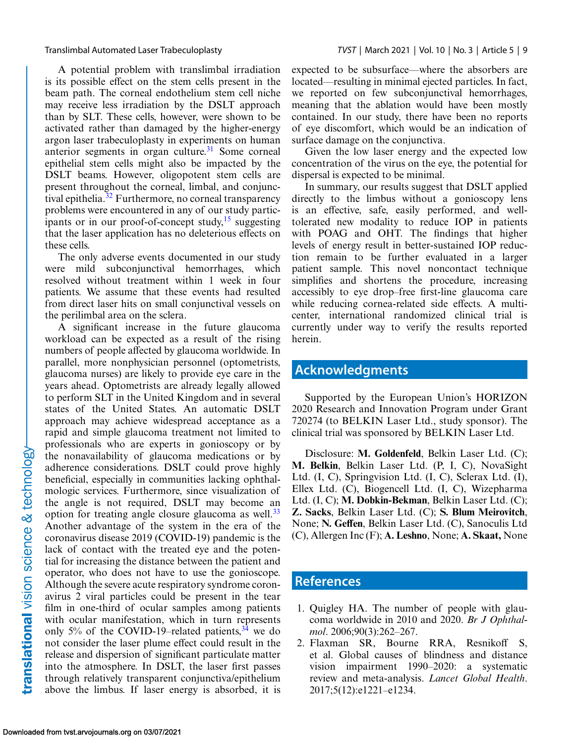A potential problem with translimbal irradiation is its possible effect on the stem cells present in the beam path. The corneal endothelium stem cell niche may receive less irradiation by the DSLT approach than by SLT. These cells, however, were shown to be activated rather than damaged by the higher-energy argon laser trabeculoplasty in experiments on human anterior segments in organ culture.[31] Some corneal epithelial stem cells might also be impacted by the DSLT beams. However, oligopotent stem cells are present throughout the corneal, limbal, and conjunctival epithelia.[32] Furthermore, no corneal transparency problems were encountered in any of our study participants or in our proof-of-concept study,[15] suggesting that the laser application has no deleterious effects on these cells.

The only adverse events documented in our study were mild subconjunctival hemorrhages, which resolved without treatment within 1 week in four patients. We assume that these events had resulted from direct laser hits on small conjunctival vessels on the perilimbal area on the sclera.

A significant increase in the future glaucoma workload can be expected as a result of the rising numbers of people affected by glaucoma worldwide. In parallel, more nonphysician personnel (optometrists, glaucoma nurses) are likely to provide eye care in the years ahead. Optometrists are already legally allowed to perform SLT in the United Kingdom and in several states of the United States. An automatic DSLT approach may achieve widespread acceptance as a rapid and simple glaucoma treatment not limited to professionals who are experts in gonioscopy or by the nonavailability of glaucoma medications or by adherence considerations. DSLT could prove highly beneficial, especially in communities lacking ophthalmologic services. Furthermore, since visualization of the angle is not required, DSLT may become an option for treating angle closure glaucoma as well.[33] Another advantage of the system in the era of the coronavirus disease 2019 (COVID-19) pandemic is the lack of contact with the treated eye and the potential for increasing the distance between the patient and operator, who does not have to use the gonioscope. Although the severe acute respiratory syndrome coronavirus 2 viral particles could be present in the tear film in one-third of ocular samples among patients with ocular manifestation, which in turn represents only 5% of the COVID-19–related patients,[34] we do not consider the laser plume effect could result in the release and dispersion of significant particulate matter into the atmosphere. In DSLT, the laser first passes through relatively transparent conjunctiva/epithelium above the limbus. If laser energy is absorbed, it is expected to be subsurface—where the absorbers are located—resulting in minimal ejected particles. In fact, we reported on few subconjunctival hemorrhages, meaning that the ablation would have been mostly contained. In our study, there have been no reports of eye discomfort, which would be an indication of surface damage on the conjunctiva.

Given the low laser energy and the expected low concentration of the virus on the eye, the potential for dispersal is expected to be minimal.

In summary, our results suggest that DSLT applied directly to the limbus without a gonioscopy lens is an effective, safe, easily performed, and well-tolerated new modality to reduce IOP in patients with POAG and OHT. The findings that higher levels of energy result in better-sustained IOP reduction remain to be further evaluated in a larger patient sample. This novel noncontact technique simplifies and shortens the procedure, increasing accessibly to eye drop–free first-line glaucoma care while reducing cornea-related side effects. A multicenter, international randomized clinical trial is currently under way to verify the results reported herein.

## Acknowledgments

Supported by the European Union's HORIZON 2020 Research and Innovation Program under Grant 720274 (to BELKIN Laser Ltd., study sponsor). The clinical trial was sponsored by BELKIN Laser Ltd.

Disclosure: **M. Goldenfeld**, Belkin Laser Ltd. (C); **M. Belkin**, Belkin Laser Ltd. (P, I, C), NovaSight Ltd. (I, C), Springvision Ltd. (I, C), Sclerax Ltd. (I), Ellex Ltd. (C), Biogencell Ltd. (I, C), Wizepharma Ltd. (I, C); **M. Dobkin-Bekman**, Belkin Laser Ltd. (C); **Z. Sacks**, Belkin Laser Ltd. (C); **S. Blum Meirovitch**, None; **N. Geffen**, Belkin Laser Ltd. (C), Sanoculis Ltd (C), Allergen Inc (F); **A. Leshno**, None; **A. Skaat,** None

## References

1. Quigley HA. The number of people with glaucoma worldwide in 2010 and 2020. *Br J Ophthalmol*. 2006;90(3):262–267.
2. Flaxman SR, Bourne RRA, Resnikoff S, et al. Global causes of blindness and distance vision impairment 1990–2020: a systematic review and meta-analysis. *Lancet Global Health*. 2017;5(12):e1221–e1234.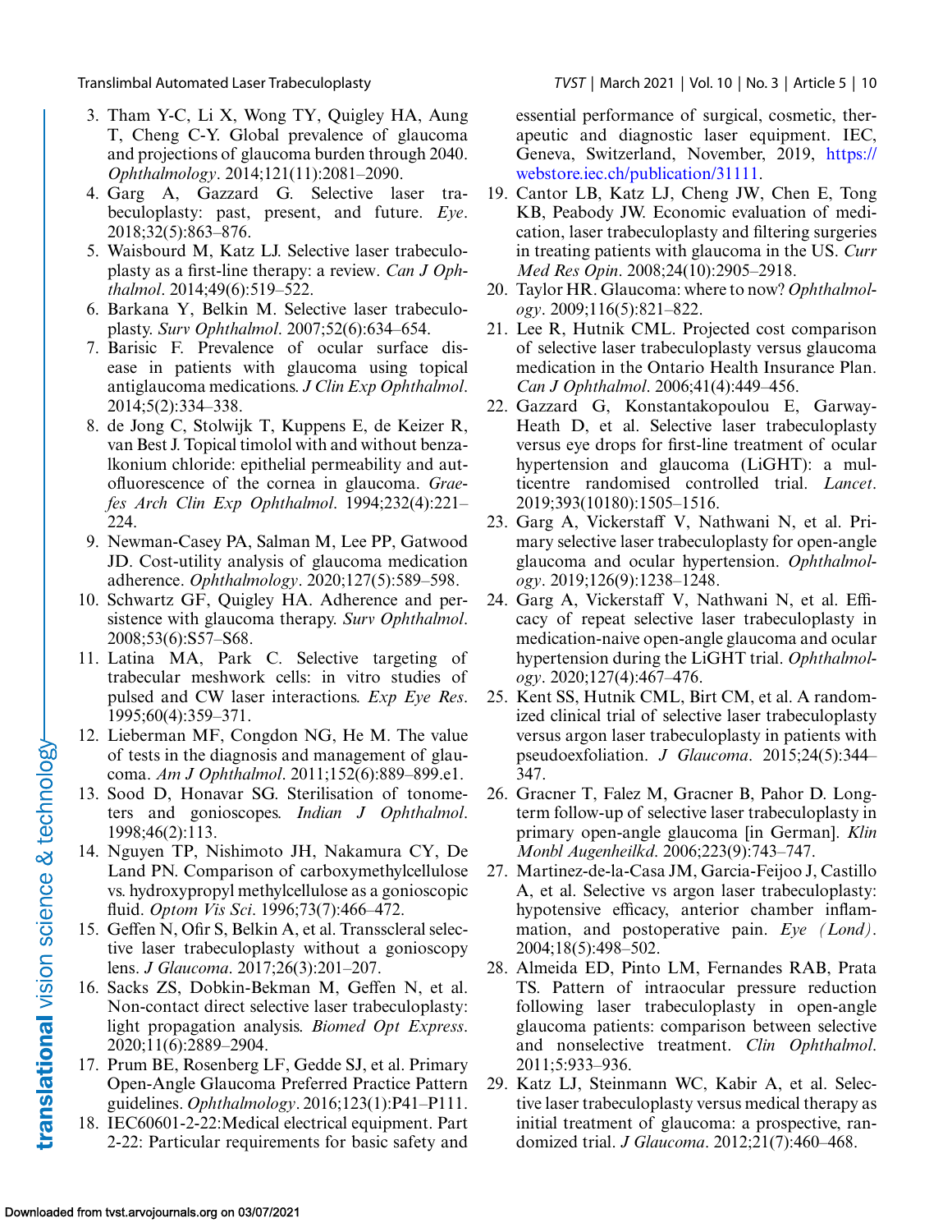3. Tham Y-C, Li X, Wong TY, Quigley HA, Aung T, Cheng C-Y. Global prevalence of glaucoma and projections of glaucoma burden through 2040. *Ophthalmology*. 2014;121(11):2081–2090.
4. Garg A, Gazzard G. Selective laser trabeculoplasty: past, present, and future. *Eye*. 2018;32(5):863–876.
5. Waisbourd M, Katz LJ. Selective laser trabeculoplasty as a first-line therapy: a review. *Can J Ophthalmol*. 2014;49(6):519–522.
6. Barkana Y, Belkin M. Selective laser trabeculoplasty. *Surv Ophthalmol*. 2007;52(6):634–654.
7. Barisic F. Prevalence of ocular surface disease in patients with glaucoma using topical antiglaucoma medications. *J Clin Exp Ophthalmol*. 2014;5(2):334–338.
8. de Jong C, Stolwijk T, Kuppens E, de Keizer R, van Best J. Topical timolol with and without benzalkonium chloride: epithelial permeability and autofluorescence of the cornea in glaucoma. *Graefes Arch Clin Exp Ophthalmol*. 1994;232(4):221–224.
9. Newman-Casey PA, Salman M, Lee PP, Gatwood JD. Cost-utility analysis of glaucoma medication adherence. *Ophthalmology*. 2020;127(5):589–598.
10. Schwartz GF, Quigley HA. Adherence and persistence with glaucoma therapy. *Surv Ophthalmol*. 2008;53(6):S57–S68.
11. Latina MA, Park C. Selective targeting of trabecular meshwork cells: in vitro studies of pulsed and CW laser interactions. *Exp Eye Res*. 1995;60(4):359–371.
12. Lieberman MF, Congdon NG, He M. The value of tests in the diagnosis and management of glaucoma. *Am J Ophthalmol*. 2011;152(6):889–899.e1.
13. Sood D, Honavar SG. Sterilisation of tonometers and gonioscopes. *Indian J Ophthalmol*. 1998;46(2):113.
14. Nguyen TP, Nishimoto JH, Nakamura CY, De Land PN. Comparison of carboxymethylcellulose vs. hydroxypropyl methylcellulose as a gonioscopic fluid. *Optom Vis Sci*. 1996;73(7):466–472.
15. Geffen N, Ofir S, Belkin A, et al. Transscleral selective laser trabeculoplasty without a gonioscopy lens. *J Glaucoma*. 2017;26(3):201–207.
16. Sacks ZS, Dobkin-Bekman M, Geffen N, et al. Non-contact direct selective laser trabeculoplasty: light propagation analysis. *Biomed Opt Express*. 2020;11(6):2889–2904.
17. Prum BE, Rosenberg LF, Gedde SJ, et al. Primary Open-Angle Glaucoma Preferred Practice Pattern guidelines. *Ophthalmology*. 2016;123(1):P41–P111.
18. IEC60601-2-22:Medical electrical equipment. Part 2-22: Particular requirements for basic safety and essential performance of surgical, cosmetic, therapeutic and diagnostic laser equipment. IEC, Geneva, Switzerland, November, 2019, https://webstore.iec.ch/publication/31111.
19. Cantor LB, Katz LJ, Cheng JW, Chen E, Tong KB, Peabody JW. Economic evaluation of medication, laser trabeculoplasty and filtering surgeries in treating patients with glaucoma in the US. *Curr Med Res Opin*. 2008;24(10):2905–2918.
20. Taylor HR. Glaucoma: where to now? *Ophthalmology*. 2009;116(5):821–822.
21. Lee R, Hutnik CML. Projected cost comparison of selective laser trabeculoplasty versus glaucoma medication in the Ontario Health Insurance Plan. *Can J Ophthalmol*. 2006;41(4):449–456.
22. Gazzard G, Konstantakopoulou E, Garway-Heath D, et al. Selective laser trabeculoplasty versus eye drops for first-line treatment of ocular hypertension and glaucoma (LiGHT): a multicentre randomised controlled trial. *Lancet*. 2019;393(10180):1505–1516.
23. Garg A, Vickerstaff V, Nathwani N, et al. Primary selective laser trabeculoplasty for open-angle glaucoma and ocular hypertension. *Ophthalmology*. 2019;126(9):1238–1248.
24. Garg A, Vickerstaff V, Nathwani N, et al. Efficacy of repeat selective laser trabeculoplasty in medication-naive open-angle glaucoma and ocular hypertension during the LiGHT trial. *Ophthalmology*. 2020;127(4):467–476.
25. Kent SS, Hutnik CML, Birt CM, et al. A randomized clinical trial of selective laser trabeculoplasty versus argon laser trabeculoplasty in patients with pseudoexfoliation. *J Glaucoma*. 2015;24(5):344–347.
26. Gracner T, Falez M, Gracner B, Pahor D. Long-term follow-up of selective laser trabeculoplasty in primary open-angle glaucoma [in German]. *Klin Monbl Augenheilkd*. 2006;223(9):743–747.
27. Martinez-de-la-Casa JM, Garcia-Feijoo J, Castillo A, et al. Selective vs argon laser trabeculoplasty: hypotensive efficacy, anterior chamber inflammation, and postoperative pain. *Eye (Lond)*. 2004;18(5):498–502.
28. Almeida ED, Pinto LM, Fernandes RAB, Prata TS. Pattern of intraocular pressure reduction following laser trabeculoplasty in open-angle glaucoma patients: comparison between selective and nonselective treatment. *Clin Ophthalmol*. 2011;5:933–936.
29. Katz LJ, Steinmann WC, Kabir A, et al. Selective laser trabeculoplasty versus medical therapy as initial treatment of glaucoma: a prospective, randomized trial. *J Glaucoma*. 2012;21(7):460–468.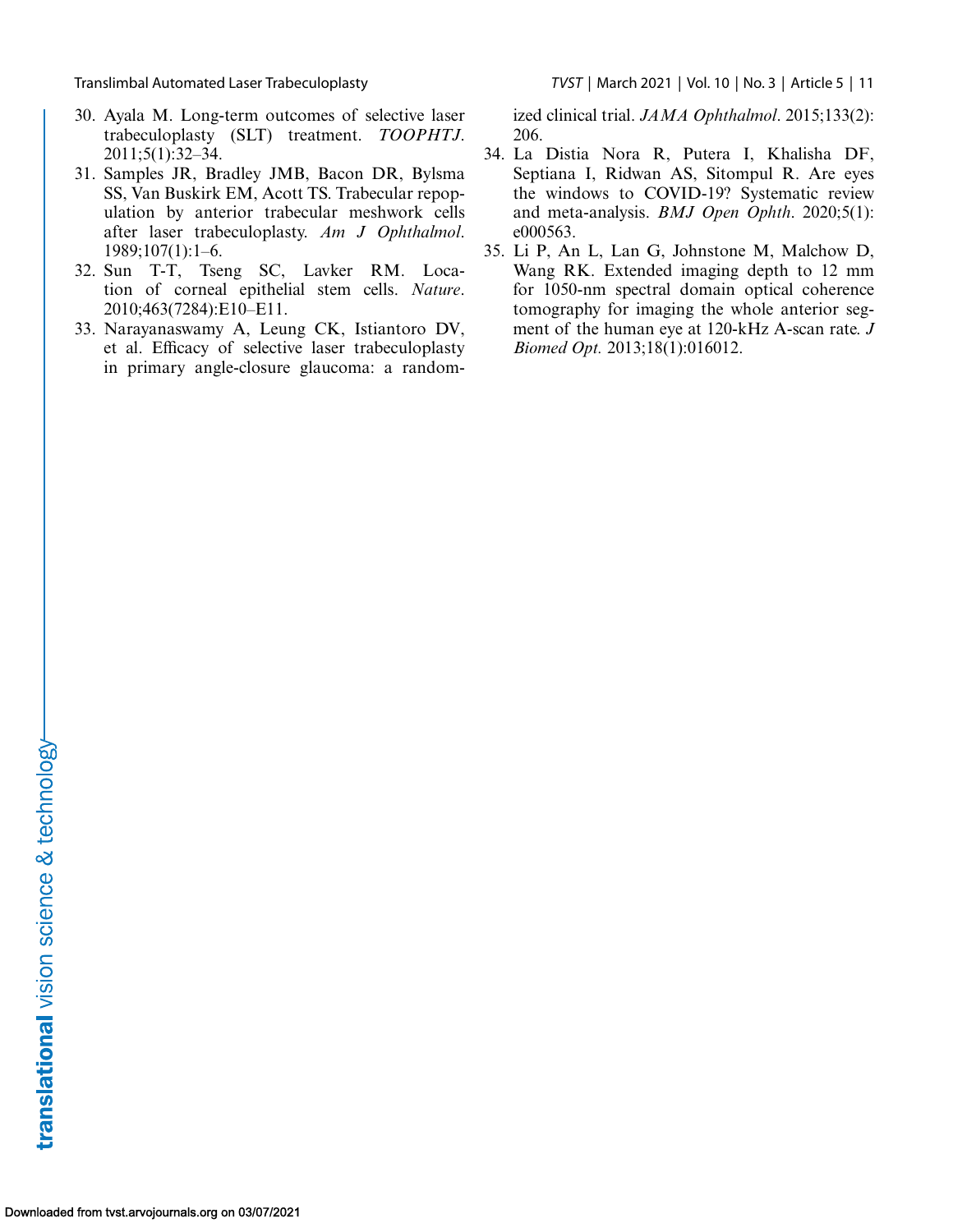30. Ayala M. Long-term outcomes of selective laser trabeculoplasty (SLT) treatment. *TOOPHTJ*. 2011;5(1):32–34.
31. Samples JR, Bradley JMB, Bacon DR, Bylsma SS, Van Buskirk EM, Acott TS. Trabecular repopulation by anterior trabecular meshwork cells after laser trabeculoplasty. *Am J Ophthalmol*. 1989;107(1):1–6.
32. Sun T-T, Tseng SC, Lavker RM. Location of corneal epithelial stem cells. *Nature*. 2010;463(7284):E10–E11.
33. Narayanaswamy A, Leung CK, Istiantoro DV, et al. Efficacy of selective laser trabeculoplasty in primary angle-closure glaucoma: a randomized clinical trial. *JAMA Ophthalmol*. 2015;133(2): 206.
34. La Distia Nora R, Putera I, Khalisha DF, Septiana I, Ridwan AS, Sitompul R. Are eyes the windows to COVID-19? Systematic review and meta-analysis. *BMJ Open Ophth*. 2020;5(1): e000563.
35. Li P, An L, Lan G, Johnstone M, Malchow D, Wang RK. Extended imaging depth to 12 mm for 1050-nm spectral domain optical coherence tomography for imaging the whole anterior segment of the human eye at 120-kHz A-scan rate. *J Biomed Opt.* 2013;18(1):016012.